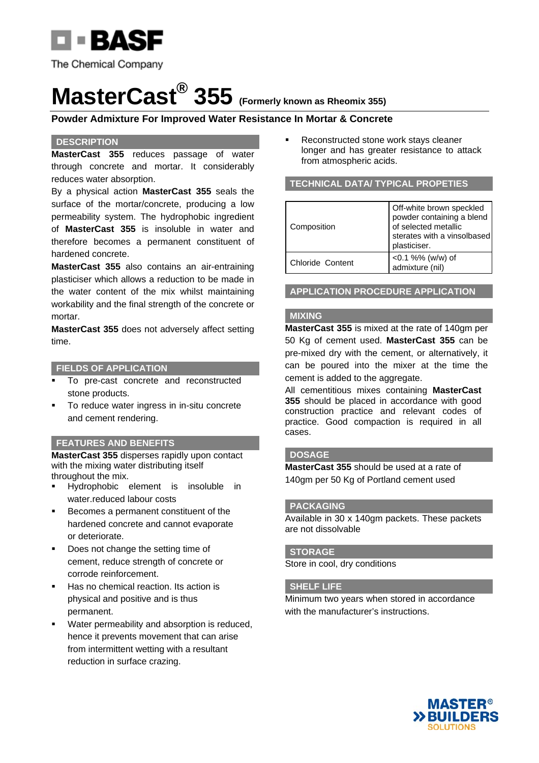BASF

The Chemical Company

# MasterCast® 355 (Formerly known as Rheomix 355)

**Powder Admixture For Improved Water Resistance In Mortar & Concrete**

## DESCRIPTION

**MasterCast 355** reduces passage of water through concrete and mortar. It considerably reduces water absorption.

By a physical action **MasterCast 355** seals the surface of the mortar/concrete, producing a low permeability system. The hydrophobic ingredient of **MasterCast 355** is insoluble in water and therefore becomes a permanent constituent of hardened concrete.

**MasterCast 355** also contains an air-entraining plasticiser which allows a reduction to be made in the water content of the mix whilst maintaining workability and the final strength of the concrete or mortar.

**MasterCast 355** does not adversely affect setting time.

## FIELDS OF APPLICATION

- To pre-cast concrete and reconstructed stone products.
- To reduce water ingress in in-situ concrete and cement rendering.

## FEATURES AND BENEFITS

**MasterCast 355** disperses rapidly upon contact with the mixing water distributing itself throughout the mix.

- Hydrophobic element is insoluble in water.reduced labour costs
- Becomes a permanent constituent of the hardened concrete and cannot evaporate or deteriorate.
- Does not change the setting time of cement, reduce strength of concrete or corrode reinforcement.
- Has no chemical reaction. Its action is physical and positive and is thus permanent.
- Water permeability and absorption is reduced, hence it prevents movement that can arise from intermittent wetting with a resultant reduction in surface crazing.
- Reconstructed stone work stays cleaner longer and has greater resistance to attack from atmospheric acids.

## TECHNICAL DATA/ TYPICAL PROPETIES

| | |
|---|---|
| Composition | Off-white brown speckled powder containing a blend of selected metallic sterates with a vinsolbased plasticiser. |
| Chloride Content | <0.1 %% (w/w) of admixture (nil) |

## APPLICATION PROCEDURE APPLICATION

## MIXING

**MasterCast 355** is mixed at the rate of 140gm per 50 Kg of cement used. **MasterCast 355** can be pre-mixed dry with the cement, or alternatively, it can be poured into the mixer at the time the cement is added to the aggregate.

All cementitious mixes containing **MasterCast 355** should be placed in accordance with good construction practice and relevant codes of practice. Good compaction is required in all cases.

## DOSAGE

**MasterCast 355** should be used at a rate of 140gm per 50 Kg of Portland cement used

## PACKAGING

Available in 30 x 140gm packets. These packets are not dissolvable

## STORAGE

Store in cool, dry conditions

## SHELF LIFE

Minimum two years when stored in accordance with the manufacturer's instructions.

MASTER® BUILDERS SOLUTIONS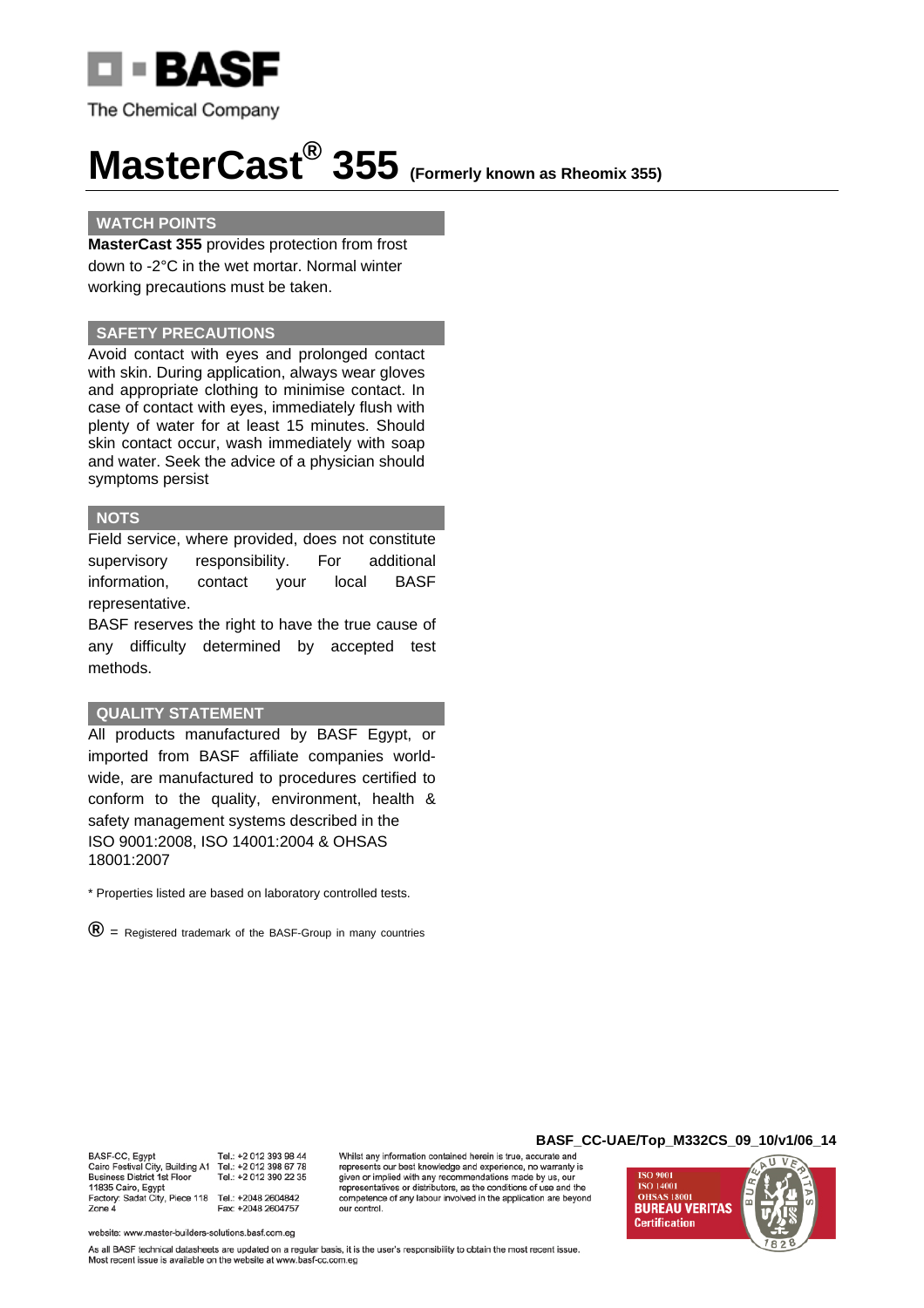# MasterCast® 355 (Formerly known as Rheomix 355)

## WATCH POINTS

**MasterCast 355** provides protection from frost down to -2°C in the wet mortar. Normal winter working precautions must be taken.

## SAFETY PRECAUTIONS

Avoid contact with eyes and prolonged contact with skin. During application, always wear gloves and appropriate clothing to minimise contact. In case of contact with eyes, immediately flush with plenty of water for at least 15 minutes. Should skin contact occur, wash immediately with soap and water. Seek the advice of a physician should symptoms persist

## NOTS

Field service, where provided, does not constitute supervisory responsibility. For additional information, contact your local BASF representative.

BASF reserves the right to have the true cause of any difficulty determined by accepted test methods.

## QUALITY STATEMENT

All products manufactured by BASF Egypt, or imported from BASF affiliate companies world-wide, are manufactured to procedures certified to conform to the quality, environment, health & safety management systems described in the ISO 9001:2008, ISO 14001:2004 & OHSAS 18001:2007

\* Properties listed are based on laboratory controlled tests.

® = Registered trademark of the BASF-Group in many countries

BASF_CC-UAE/Top_M332CS_09_10/v1/06_14

BASF-CC, Egypt
Cairo Festival City, Building A1
Business District 1st Floor
11835 Cairo, Egypt
Factory: Sadat City, Piece 118
Zone 4

Tel.: +2 012 393 98 44
Tel.: +2 012 398 67 78
Tel.: +2 012 390 22 35

Tel.: +2048 2604842
Fax: +2048 2604757

Whilst any information contained herein is true, accurate and represents our best knowledge and experience, no warranty is given or implied with any recommendations made by us, our representatives or distributors, as the conditions of use and the competence of any labour involved in the application are beyond our control.

ISO 9001
ISO 14001
OHSAS 18001
BUREAU VERITAS Certification

website: www.master-builders-solutions.basf.com.eg

As all BASF technical datasheets are updated on a regular basis, it is the user's responsibility to obtain the most recent issue. Most recent issue is available on the website at www.basf-cc.com.eg